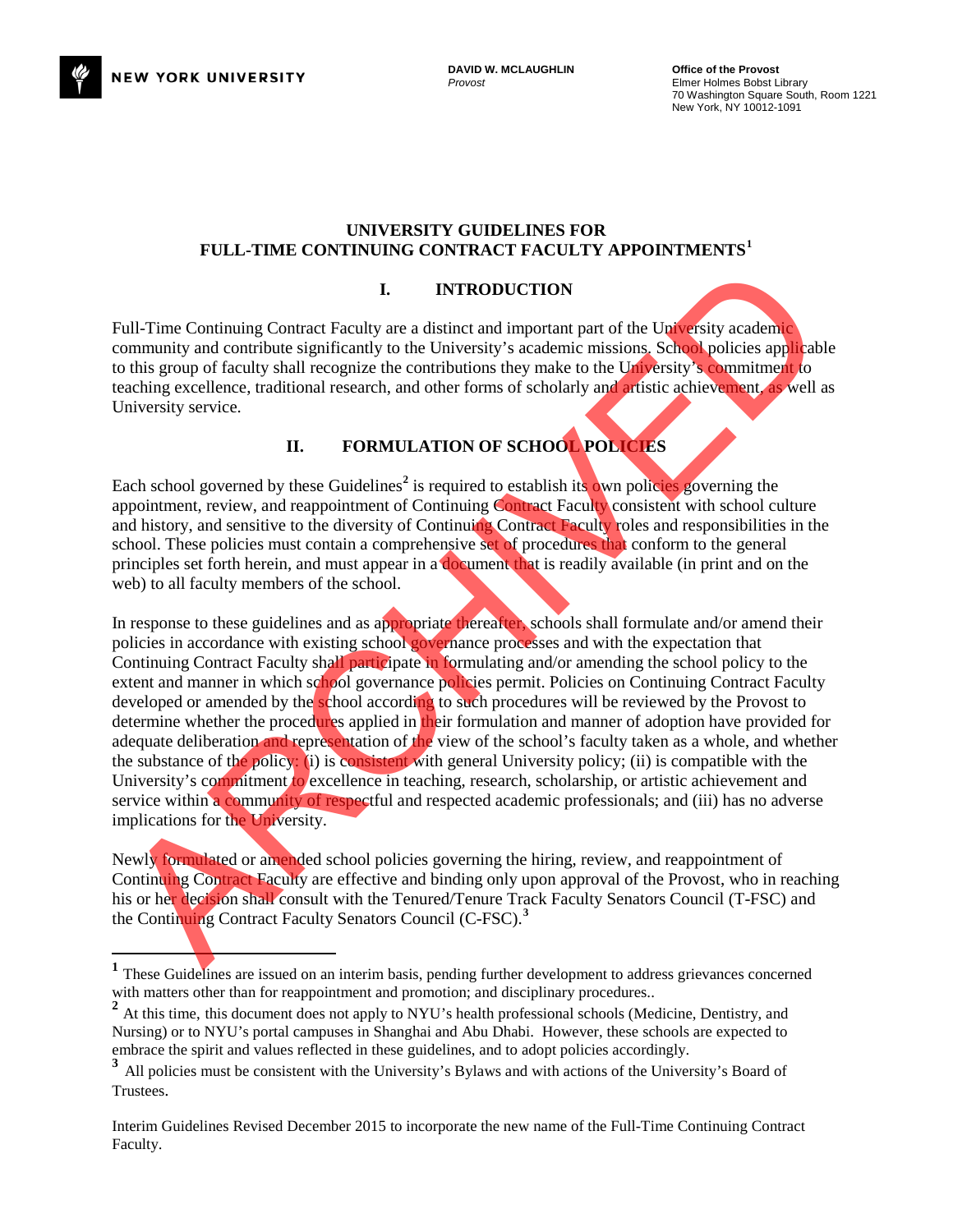NEW YORK UNIVERSITY

**DAVID W. MCLAUGHLIN**
*Provost*

**Office of the Provost**
Elmer Holmes Bobst Library
70 Washington Square South, Room 1221
New York, NY 10012-1091

# UNIVERSITY GUIDELINES FOR FULL-TIME CONTINUING CONTRACT FACULTY APPOINTMENTS[1]

## I. INTRODUCTION

Full-Time Continuing Contract Faculty are a distinct and important part of the University academic community and contribute significantly to the University's academic missions. School policies applicable to this group of faculty shall recognize the contributions they make to the University's commitment to teaching excellence, traditional research, and other forms of scholarly and artistic achievement, as well as University service.

## II. FORMULATION OF SCHOOL POLICIES

Each school governed by these Guidelines[2] is required to establish its own policies governing the appointment, review, and reappointment of Continuing Contract Faculty consistent with school culture and history, and sensitive to the diversity of Continuing Contract Faculty roles and responsibilities in the school. These policies must contain a comprehensive set of procedures that conform to the general principles set forth herein, and must appear in a document that is readily available (in print and on the web) to all faculty members of the school.

In response to these guidelines and as appropriate thereafter, schools shall formulate and/or amend their policies in accordance with existing school governance processes and with the expectation that Continuing Contract Faculty shall participate in formulating and/or amending the school policy to the extent and manner in which school governance policies permit. Policies on Continuing Contract Faculty developed or amended by the school according to such procedures will be reviewed by the Provost to determine whether the procedures applied in their formulation and manner of adoption have provided for adequate deliberation and representation of the view of the school's faculty taken as a whole, and whether the substance of the policy: (i) is consistent with general University policy; (ii) is compatible with the University's commitment to excellence in teaching, research, scholarship, or artistic achievement and service within a community of respectful and respected academic professionals; and (iii) has no adverse implications for the University.

Newly formulated or amended school policies governing the hiring, review, and reappointment of Continuing Contract Faculty are effective and binding only upon approval of the Provost, who in reaching his or her decision shall consult with the Tenured/Tenure Track Faculty Senators Council (T-FSC) and the Continuing Contract Faculty Senators Council (C-FSC).[3]

---

[1] These Guidelines are issued on an interim basis, pending further development to address grievances concerned with matters other than for reappointment and promotion; and disciplinary procedures..

[2] At this time, this document does not apply to NYU's health professional schools (Medicine, Dentistry, and Nursing) or to NYU's portal campuses in Shanghai and Abu Dhabi. However, these schools are expected to embrace the spirit and values reflected in these guidelines, and to adopt policies accordingly.

[3] All policies must be consistent with the University's Bylaws and with actions of the University's Board of Trustees.

Interim Guidelines Revised December 2015 to incorporate the new name of the Full-Time Continuing Contract Faculty.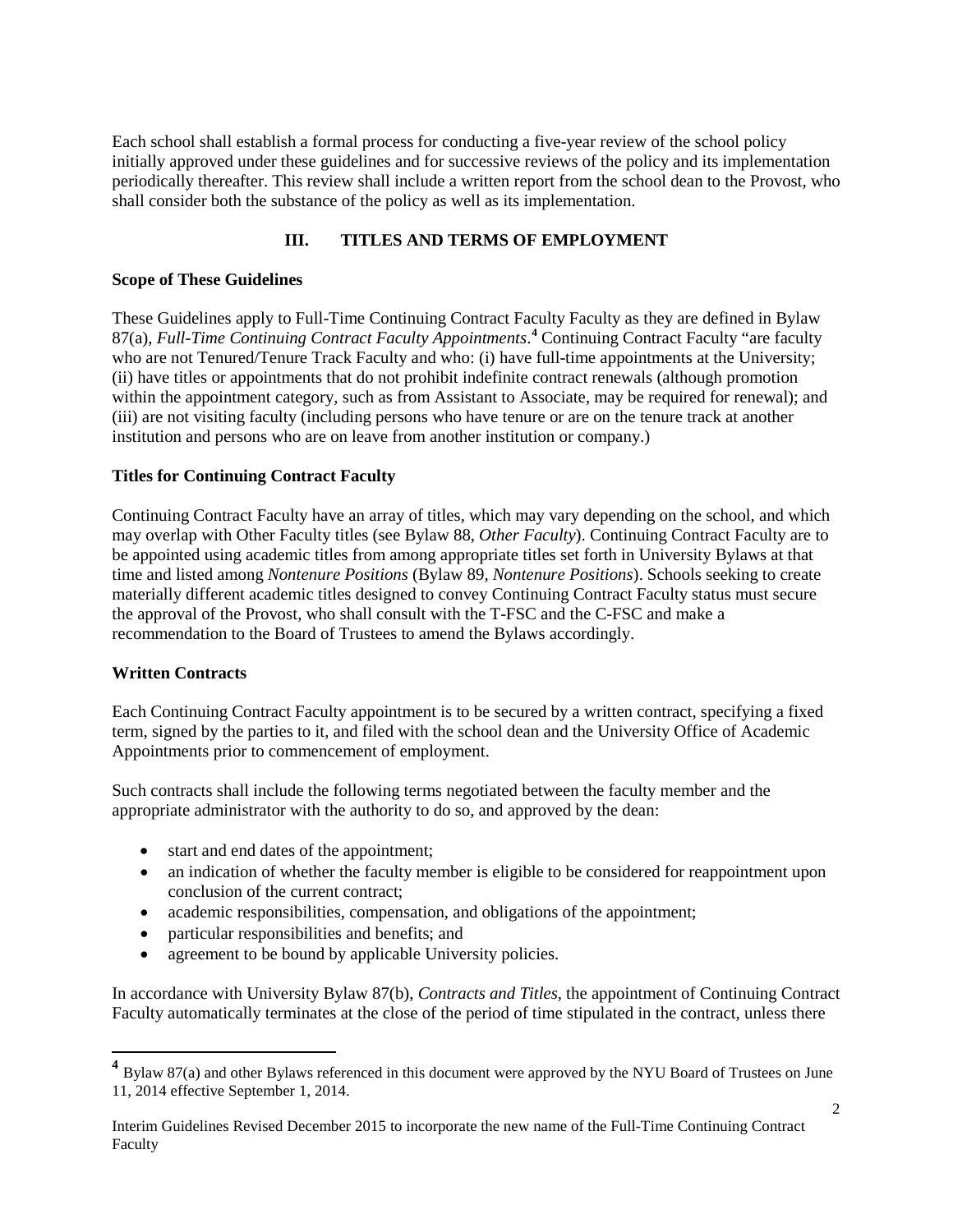Each school shall establish a formal process for conducting a five-year review of the school policy initially approved under these guidelines and for successive reviews of the policy and its implementation periodically thereafter. This review shall include a written report from the school dean to the Provost, who shall consider both the substance of the policy as well as its implementation.

## III. TITLES AND TERMS OF EMPLOYMENT

**Scope of These Guidelines**

These Guidelines apply to Full-Time Continuing Contract Faculty Faculty as they are defined in Bylaw 87(a), *Full-Time Continuing Contract Faculty Appointments*.[4] Continuing Contract Faculty "are faculty who are not Tenured/Tenure Track Faculty and who: (i) have full-time appointments at the University; (ii) have titles or appointments that do not prohibit indefinite contract renewals (although promotion within the appointment category, such as from Assistant to Associate, may be required for renewal); and (iii) are not visiting faculty (including persons who have tenure or are on the tenure track at another institution and persons who are on leave from another institution or company.)

**Titles for Continuing Contract Faculty**

Continuing Contract Faculty have an array of titles, which may vary depending on the school, and which may overlap with Other Faculty titles (see Bylaw 88, *Other Faculty*). Continuing Contract Faculty are to be appointed using academic titles from among appropriate titles set forth in University Bylaws at that time and listed among *Nontenure Positions* (Bylaw 89, *Nontenure Positions*). Schools seeking to create materially different academic titles designed to convey Continuing Contract Faculty status must secure the approval of the Provost, who shall consult with the T-FSC and the C-FSC and make a recommendation to the Board of Trustees to amend the Bylaws accordingly.

**Written Contracts**

Each Continuing Contract Faculty appointment is to be secured by a written contract, specifying a fixed term, signed by the parties to it, and filed with the school dean and the University Office of Academic Appointments prior to commencement of employment.

Such contracts shall include the following terms negotiated between the faculty member and the appropriate administrator with the authority to do so, and approved by the dean:

- start and end dates of the appointment;
- an indication of whether the faculty member is eligible to be considered for reappointment upon conclusion of the current contract;
- academic responsibilities, compensation, and obligations of the appointment;
- particular responsibilities and benefits; and
- agreement to be bound by applicable University policies.

In accordance with University Bylaw 87(b), *Contracts and Titles*, the appointment of Continuing Contract Faculty automatically terminates at the close of the period of time stipulated in the contract, unless there

---

[4] Bylaw 87(a) and other Bylaws referenced in this document were approved by the NYU Board of Trustees on June 11, 2014 effective September 1, 2014.

Interim Guidelines Revised December 2015 to incorporate the new name of the Full-Time Continuing Contract Faculty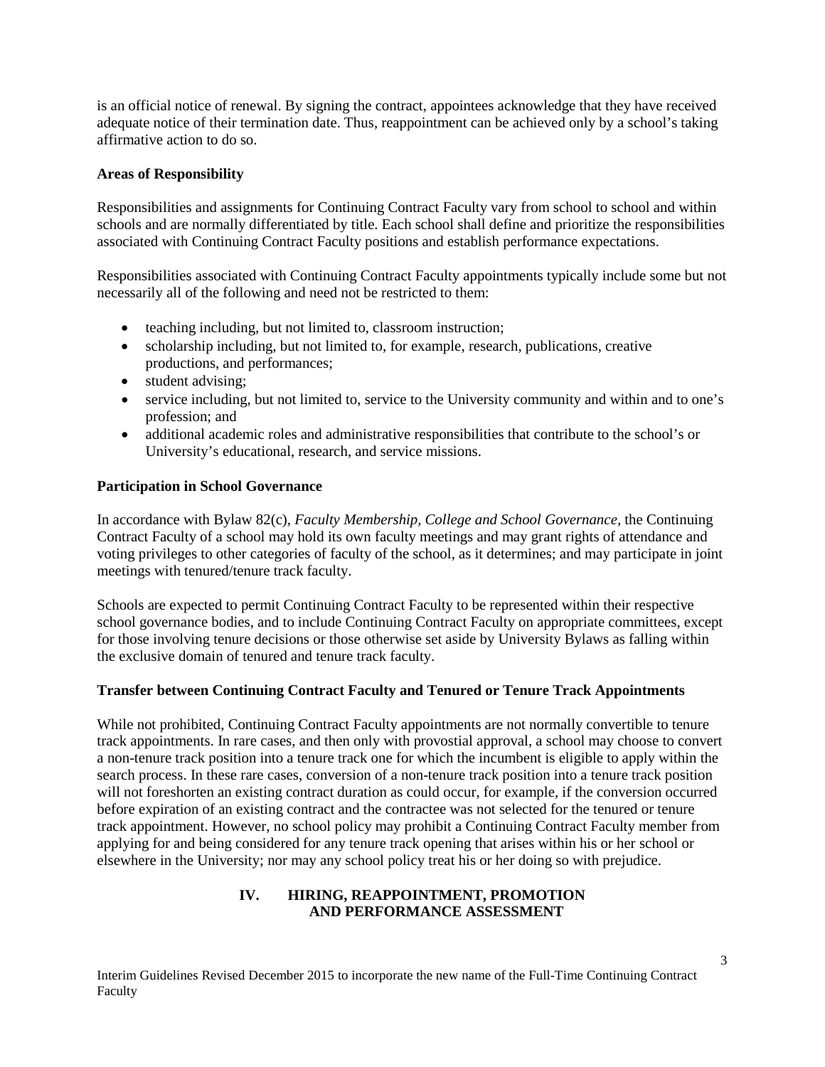is an official notice of renewal. By signing the contract, appointees acknowledge that they have received adequate notice of their termination date. Thus, reappointment can be achieved only by a school's taking affirmative action to do so.

**Areas of Responsibility**

Responsibilities and assignments for Continuing Contract Faculty vary from school to school and within schools and are normally differentiated by title. Each school shall define and prioritize the responsibilities associated with Continuing Contract Faculty positions and establish performance expectations.

Responsibilities associated with Continuing Contract Faculty appointments typically include some but not necessarily all of the following and need not be restricted to them:

- teaching including, but not limited to, classroom instruction;
- scholarship including, but not limited to, for example, research, publications, creative productions, and performances;
- student advising;
- service including, but not limited to, service to the University community and within and to one's profession; and
- additional academic roles and administrative responsibilities that contribute to the school's or University's educational, research, and service missions.

**Participation in School Governance**

In accordance with Bylaw 82(c), *Faculty Membership, College and School Governance*, the Continuing Contract Faculty of a school may hold its own faculty meetings and may grant rights of attendance and voting privileges to other categories of faculty of the school, as it determines; and may participate in joint meetings with tenured/tenure track faculty.

Schools are expected to permit Continuing Contract Faculty to be represented within their respective school governance bodies, and to include Continuing Contract Faculty on appropriate committees, except for those involving tenure decisions or those otherwise set aside by University Bylaws as falling within the exclusive domain of tenured and tenure track faculty.

**Transfer between Continuing Contract Faculty and Tenured or Tenure Track Appointments**

While not prohibited, Continuing Contract Faculty appointments are not normally convertible to tenure track appointments. In rare cases, and then only with provostial approval, a school may choose to convert a non-tenure track position into a tenure track one for which the incumbent is eligible to apply within the search process. In these rare cases, conversion of a non-tenure track position into a tenure track position will not foreshorten an existing contract duration as could occur, for example, if the conversion occurred before expiration of an existing contract and the contractee was not selected for the tenured or tenure track appointment. However, no school policy may prohibit a Continuing Contract Faculty member from applying for and being considered for any tenure track opening that arises within his or her school or elsewhere in the University; nor may any school policy treat his or her doing so with prejudice.

## IV. HIRING, REAPPOINTMENT, PROMOTION AND PERFORMANCE ASSESSMENT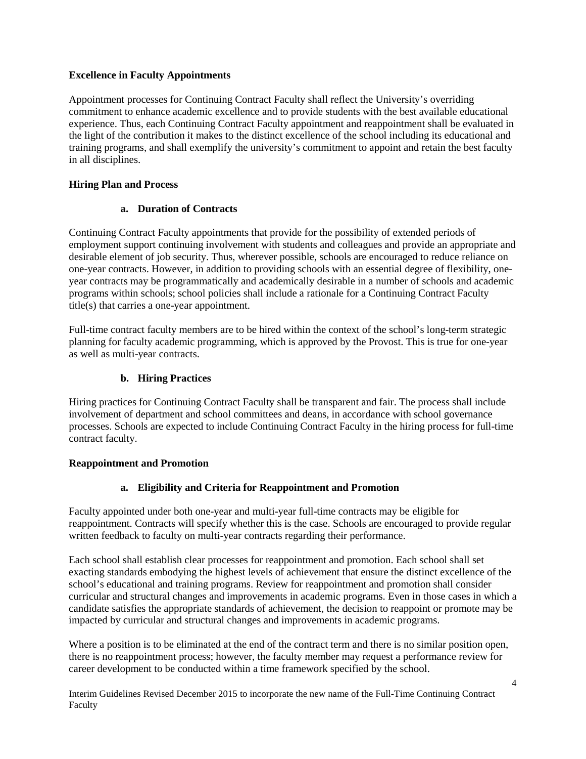**Excellence in Faculty Appointments**

Appointment processes for Continuing Contract Faculty shall reflect the University's overriding commitment to enhance academic excellence and to provide students with the best available educational experience. Thus, each Continuing Contract Faculty appointment and reappointment shall be evaluated in the light of the contribution it makes to the distinct excellence of the school including its educational and training programs, and shall exemplify the university's commitment to appoint and retain the best faculty in all disciplines.

**Hiring Plan and Process**

**a. Duration of Contracts**

Continuing Contract Faculty appointments that provide for the possibility of extended periods of employment support continuing involvement with students and colleagues and provide an appropriate and desirable element of job security. Thus, wherever possible, schools are encouraged to reduce reliance on one-year contracts. However, in addition to providing schools with an essential degree of flexibility, one-year contracts may be programmatically and academically desirable in a number of schools and academic programs within schools; school policies shall include a rationale for a Continuing Contract Faculty title(s) that carries a one-year appointment.

Full-time contract faculty members are to be hired within the context of the school's long-term strategic planning for faculty academic programming, which is approved by the Provost. This is true for one-year as well as multi-year contracts.

**b. Hiring Practices**

Hiring practices for Continuing Contract Faculty shall be transparent and fair. The process shall include involvement of department and school committees and deans, in accordance with school governance processes. Schools are expected to include Continuing Contract Faculty in the hiring process for full-time contract faculty.

**Reappointment and Promotion**

**a. Eligibility and Criteria for Reappointment and Promotion**

Faculty appointed under both one-year and multi-year full-time contracts may be eligible for reappointment. Contracts will specify whether this is the case. Schools are encouraged to provide regular written feedback to faculty on multi-year contracts regarding their performance.

Each school shall establish clear processes for reappointment and promotion. Each school shall set exacting standards embodying the highest levels of achievement that ensure the distinct excellence of the school's educational and training programs. Review for reappointment and promotion shall consider curricular and structural changes and improvements in academic programs. Even in those cases in which a candidate satisfies the appropriate standards of achievement, the decision to reappoint or promote may be impacted by curricular and structural changes and improvements in academic programs.

Where a position is to be eliminated at the end of the contract term and there is no similar position open, there is no reappointment process; however, the faculty member may request a performance review for career development to be conducted within a time framework specified by the school.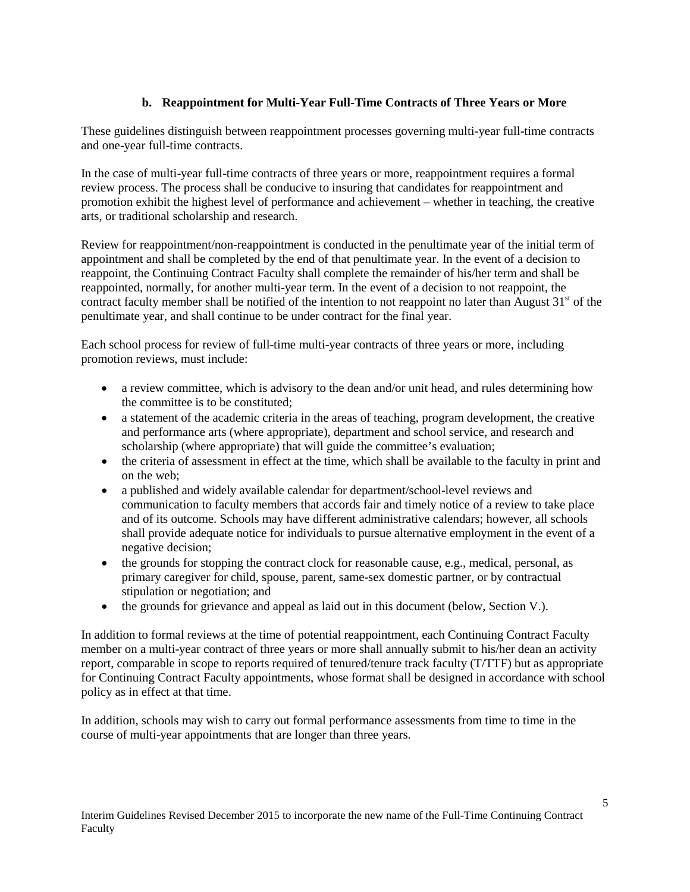### b. Reappointment for Multi-Year Full-Time Contracts of Three Years or More

These guidelines distinguish between reappointment processes governing multi-year full-time contracts and one-year full-time contracts.

In the case of multi-year full-time contracts of three years or more, reappointment requires a formal review process. The process shall be conducive to insuring that candidates for reappointment and promotion exhibit the highest level of performance and achievement – whether in teaching, the creative arts, or traditional scholarship and research.

Review for reappointment/non-reappointment is conducted in the penultimate year of the initial term of appointment and shall be completed by the end of that penultimate year. In the event of a decision to reappoint, the Continuing Contract Faculty shall complete the remainder of his/her term and shall be reappointed, normally, for another multi-year term. In the event of a decision to not reappoint, the contract faculty member shall be notified of the intention to not reappoint no later than August 31st of the penultimate year, and shall continue to be under contract for the final year.

Each school process for review of full-time multi-year contracts of three years or more, including promotion reviews, must include:

- a review committee, which is advisory to the dean and/or unit head, and rules determining how the committee is to be constituted;
- a statement of the academic criteria in the areas of teaching, program development, the creative and performance arts (where appropriate), department and school service, and research and scholarship (where appropriate) that will guide the committee's evaluation;
- the criteria of assessment in effect at the time, which shall be available to the faculty in print and on the web;
- a published and widely available calendar for department/school-level reviews and communication to faculty members that accords fair and timely notice of a review to take place and of its outcome. Schools may have different administrative calendars; however, all schools shall provide adequate notice for individuals to pursue alternative employment in the event of a negative decision;
- the grounds for stopping the contract clock for reasonable cause, e.g., medical, personal, as primary caregiver for child, spouse, parent, same-sex domestic partner, or by contractual stipulation or negotiation; and
- the grounds for grievance and appeal as laid out in this document (below, Section V.).

In addition to formal reviews at the time of potential reappointment, each Continuing Contract Faculty member on a multi-year contract of three years or more shall annually submit to his/her dean an activity report, comparable in scope to reports required of tenured/tenure track faculty (T/TTF) but as appropriate for Continuing Contract Faculty appointments, whose format shall be designed in accordance with school policy as in effect at that time.

In addition, schools may wish to carry out formal performance assessments from time to time in the course of multi-year appointments that are longer than three years.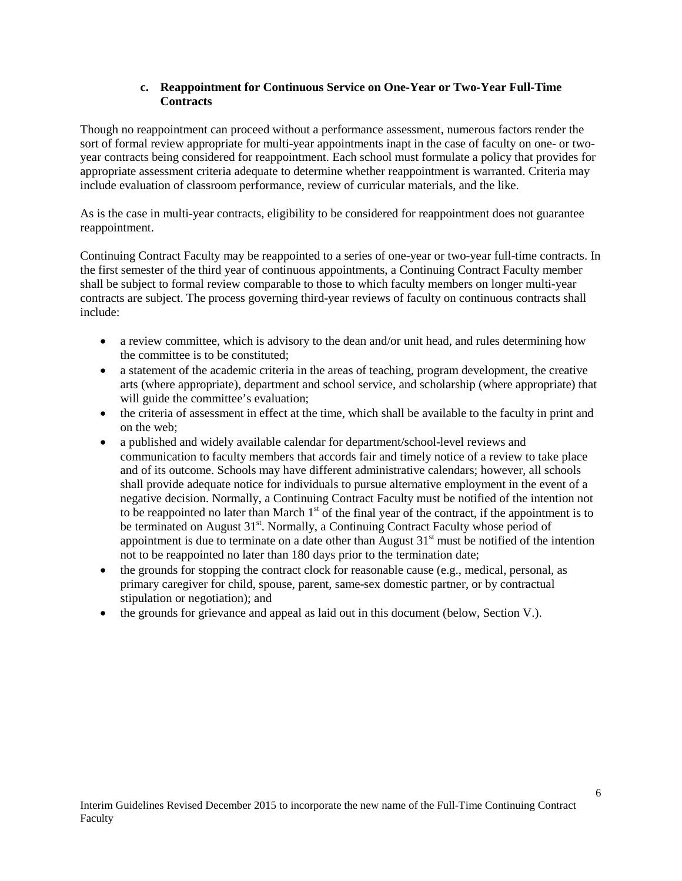### c. Reappointment for Continuous Service on One-Year or Two-Year Full-Time Contracts

Though no reappointment can proceed without a performance assessment, numerous factors render the sort of formal review appropriate for multi-year appointments inapt in the case of faculty on one- or two-year contracts being considered for reappointment. Each school must formulate a policy that provides for appropriate assessment criteria adequate to determine whether reappointment is warranted. Criteria may include evaluation of classroom performance, review of curricular materials, and the like.

As is the case in multi-year contracts, eligibility to be considered for reappointment does not guarantee reappointment.

Continuing Contract Faculty may be reappointed to a series of one-year or two-year full-time contracts. In the first semester of the third year of continuous appointments, a Continuing Contract Faculty member shall be subject to formal review comparable to those to which faculty members on longer multi-year contracts are subject. The process governing third-year reviews of faculty on continuous contracts shall include:

- a review committee, which is advisory to the dean and/or unit head, and rules determining how the committee is to be constituted;
- a statement of the academic criteria in the areas of teaching, program development, the creative arts (where appropriate), department and school service, and scholarship (where appropriate) that will guide the committee's evaluation;
- the criteria of assessment in effect at the time, which shall be available to the faculty in print and on the web;
- a published and widely available calendar for department/school-level reviews and communication to faculty members that accords fair and timely notice of a review to take place and of its outcome. Schools may have different administrative calendars; however, all schools shall provide adequate notice for individuals to pursue alternative employment in the event of a negative decision. Normally, a Continuing Contract Faculty must be notified of the intention not to be reappointed no later than March 1st of the final year of the contract, if the appointment is to be terminated on August 31st. Normally, a Continuing Contract Faculty whose period of appointment is due to terminate on a date other than August 31st must be notified of the intention not to be reappointed no later than 180 days prior to the termination date;
- the grounds for stopping the contract clock for reasonable cause (e.g., medical, personal, as primary caregiver for child, spouse, parent, same-sex domestic partner, or by contractual stipulation or negotiation); and
- the grounds for grievance and appeal as laid out in this document (below, Section V.).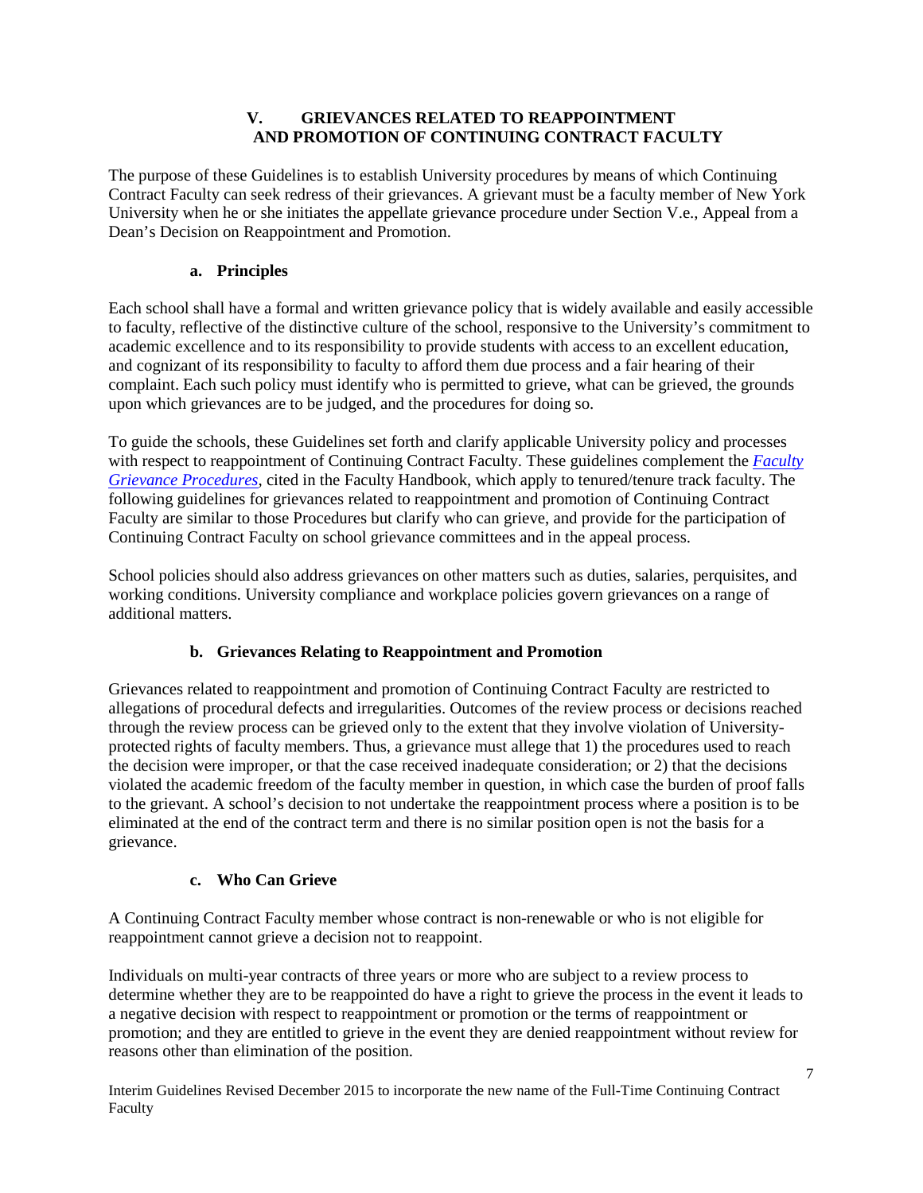## V. GRIEVANCES RELATED TO REAPPOINTMENT AND PROMOTION OF CONTINUING CONTRACT FACULTY

The purpose of these Guidelines is to establish University procedures by means of which Continuing Contract Faculty can seek redress of their grievances. A grievant must be a faculty member of New York University when he or she initiates the appellate grievance procedure under Section V.e., Appeal from a Dean's Decision on Reappointment and Promotion.

### a. Principles

Each school shall have a formal and written grievance policy that is widely available and easily accessible to faculty, reflective of the distinctive culture of the school, responsive to the University's commitment to academic excellence and to its responsibility to provide students with access to an excellent education, and cognizant of its responsibility to faculty to afford them due process and a fair hearing of their complaint. Each such policy must identify who is permitted to grieve, what can be grieved, the grounds upon which grievances are to be judged, and the procedures for doing so.

To guide the schools, these Guidelines set forth and clarify applicable University policy and processes with respect to reappointment of Continuing Contract Faculty. These guidelines complement the *Faculty Grievance Procedures*, cited in the Faculty Handbook, which apply to tenured/tenure track faculty. The following guidelines for grievances related to reappointment and promotion of Continuing Contract Faculty are similar to those Procedures but clarify who can grieve, and provide for the participation of Continuing Contract Faculty on school grievance committees and in the appeal process.

School policies should also address grievances on other matters such as duties, salaries, perquisites, and working conditions. University compliance and workplace policies govern grievances on a range of additional matters.

### b. Grievances Relating to Reappointment and Promotion

Grievances related to reappointment and promotion of Continuing Contract Faculty are restricted to allegations of procedural defects and irregularities. Outcomes of the review process or decisions reached through the review process can be grieved only to the extent that they involve violation of University-protected rights of faculty members. Thus, a grievance must allege that 1) the procedures used to reach the decision were improper, or that the case received inadequate consideration; or 2) that the decisions violated the academic freedom of the faculty member in question, in which case the burden of proof falls to the grievant. A school's decision to not undertake the reappointment process where a position is to be eliminated at the end of the contract term and there is no similar position open is not the basis for a grievance.

### c. Who Can Grieve

A Continuing Contract Faculty member whose contract is non-renewable or who is not eligible for reappointment cannot grieve a decision not to reappoint.

Individuals on multi-year contracts of three years or more who are subject to a review process to determine whether they are to be reappointed do have a right to grieve the process in the event it leads to a negative decision with respect to reappointment or promotion or the terms of reappointment or promotion; and they are entitled to grieve in the event they are denied reappointment without review for reasons other than elimination of the position.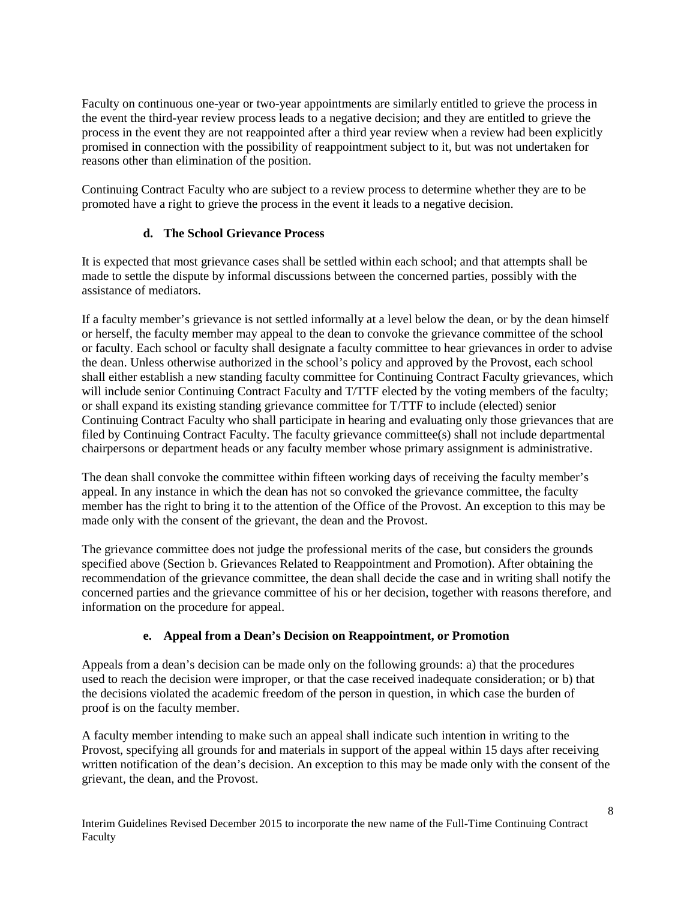Faculty on continuous one-year or two-year appointments are similarly entitled to grieve the process in the event the third-year review process leads to a negative decision; and they are entitled to grieve the process in the event they are not reappointed after a third year review when a review had been explicitly promised in connection with the possibility of reappointment subject to it, but was not undertaken for reasons other than elimination of the position.

Continuing Contract Faculty who are subject to a review process to determine whether they are to be promoted have a right to grieve the process in the event it leads to a negative decision.

#### d. The School Grievance Process

It is expected that most grievance cases shall be settled within each school; and that attempts shall be made to settle the dispute by informal discussions between the concerned parties, possibly with the assistance of mediators.

If a faculty member's grievance is not settled informally at a level below the dean, or by the dean himself or herself, the faculty member may appeal to the dean to convoke the grievance committee of the school or faculty. Each school or faculty shall designate a faculty committee to hear grievances in order to advise the dean. Unless otherwise authorized in the school's policy and approved by the Provost, each school shall either establish a new standing faculty committee for Continuing Contract Faculty grievances, which will include senior Continuing Contract Faculty and T/TTF elected by the voting members of the faculty; or shall expand its existing standing grievance committee for T/TTF to include (elected) senior Continuing Contract Faculty who shall participate in hearing and evaluating only those grievances that are filed by Continuing Contract Faculty. The faculty grievance committee(s) shall not include departmental chairpersons or department heads or any faculty member whose primary assignment is administrative.

The dean shall convoke the committee within fifteen working days of receiving the faculty member's appeal. In any instance in which the dean has not so convoked the grievance committee, the faculty member has the right to bring it to the attention of the Office of the Provost. An exception to this may be made only with the consent of the grievant, the dean and the Provost.

The grievance committee does not judge the professional merits of the case, but considers the grounds specified above (Section b. Grievances Related to Reappointment and Promotion). After obtaining the recommendation of the grievance committee, the dean shall decide the case and in writing shall notify the concerned parties and the grievance committee of his or her decision, together with reasons therefore, and information on the procedure for appeal.

#### e. Appeal from a Dean's Decision on Reappointment, or Promotion

Appeals from a dean's decision can be made only on the following grounds: a) that the procedures used to reach the decision were improper, or that the case received inadequate consideration; or b) that the decisions violated the academic freedom of the person in question, in which case the burden of proof is on the faculty member.

A faculty member intending to make such an appeal shall indicate such intention in writing to the Provost, specifying all grounds for and materials in support of the appeal within 15 days after receiving written notification of the dean's decision. An exception to this may be made only with the consent of the grievant, the dean, and the Provost.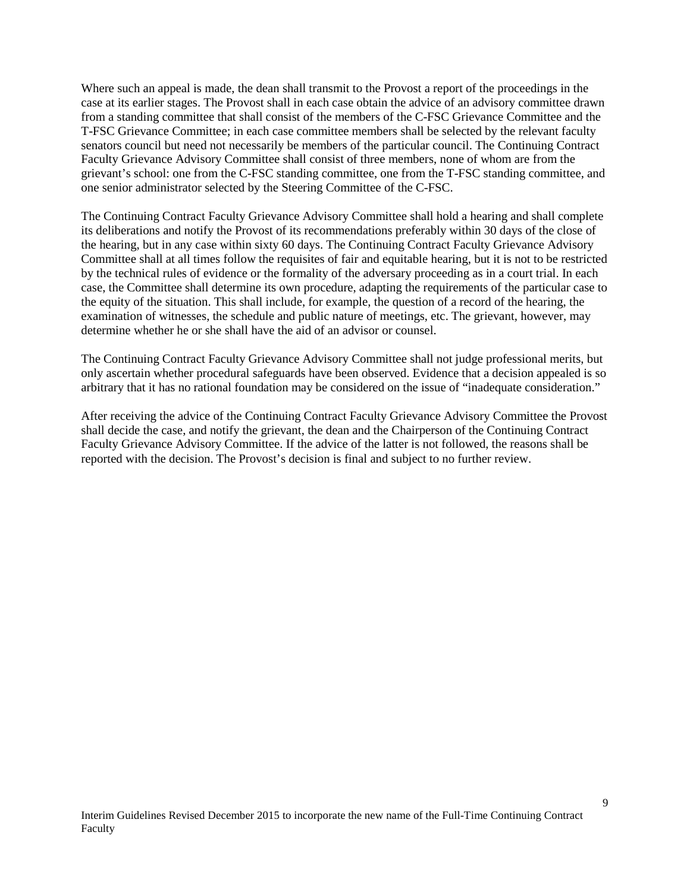Where such an appeal is made, the dean shall transmit to the Provost a report of the proceedings in the case at its earlier stages. The Provost shall in each case obtain the advice of an advisory committee drawn from a standing committee that shall consist of the members of the C-FSC Grievance Committee and the T-FSC Grievance Committee; in each case committee members shall be selected by the relevant faculty senators council but need not necessarily be members of the particular council. The Continuing Contract Faculty Grievance Advisory Committee shall consist of three members, none of whom are from the grievant's school: one from the C-FSC standing committee, one from the T-FSC standing committee, and one senior administrator selected by the Steering Committee of the C-FSC.

The Continuing Contract Faculty Grievance Advisory Committee shall hold a hearing and shall complete its deliberations and notify the Provost of its recommendations preferably within 30 days of the close of the hearing, but in any case within sixty 60 days. The Continuing Contract Faculty Grievance Advisory Committee shall at all times follow the requisites of fair and equitable hearing, but it is not to be restricted by the technical rules of evidence or the formality of the adversary proceeding as in a court trial. In each case, the Committee shall determine its own procedure, adapting the requirements of the particular case to the equity of the situation. This shall include, for example, the question of a record of the hearing, the examination of witnesses, the schedule and public nature of meetings, etc. The grievant, however, may determine whether he or she shall have the aid of an advisor or counsel.

The Continuing Contract Faculty Grievance Advisory Committee shall not judge professional merits, but only ascertain whether procedural safeguards have been observed. Evidence that a decision appealed is so arbitrary that it has no rational foundation may be considered on the issue of "inadequate consideration."

After receiving the advice of the Continuing Contract Faculty Grievance Advisory Committee the Provost shall decide the case, and notify the grievant, the dean and the Chairperson of the Continuing Contract Faculty Grievance Advisory Committee. If the advice of the latter is not followed, the reasons shall be reported with the decision. The Provost's decision is final and subject to no further review.